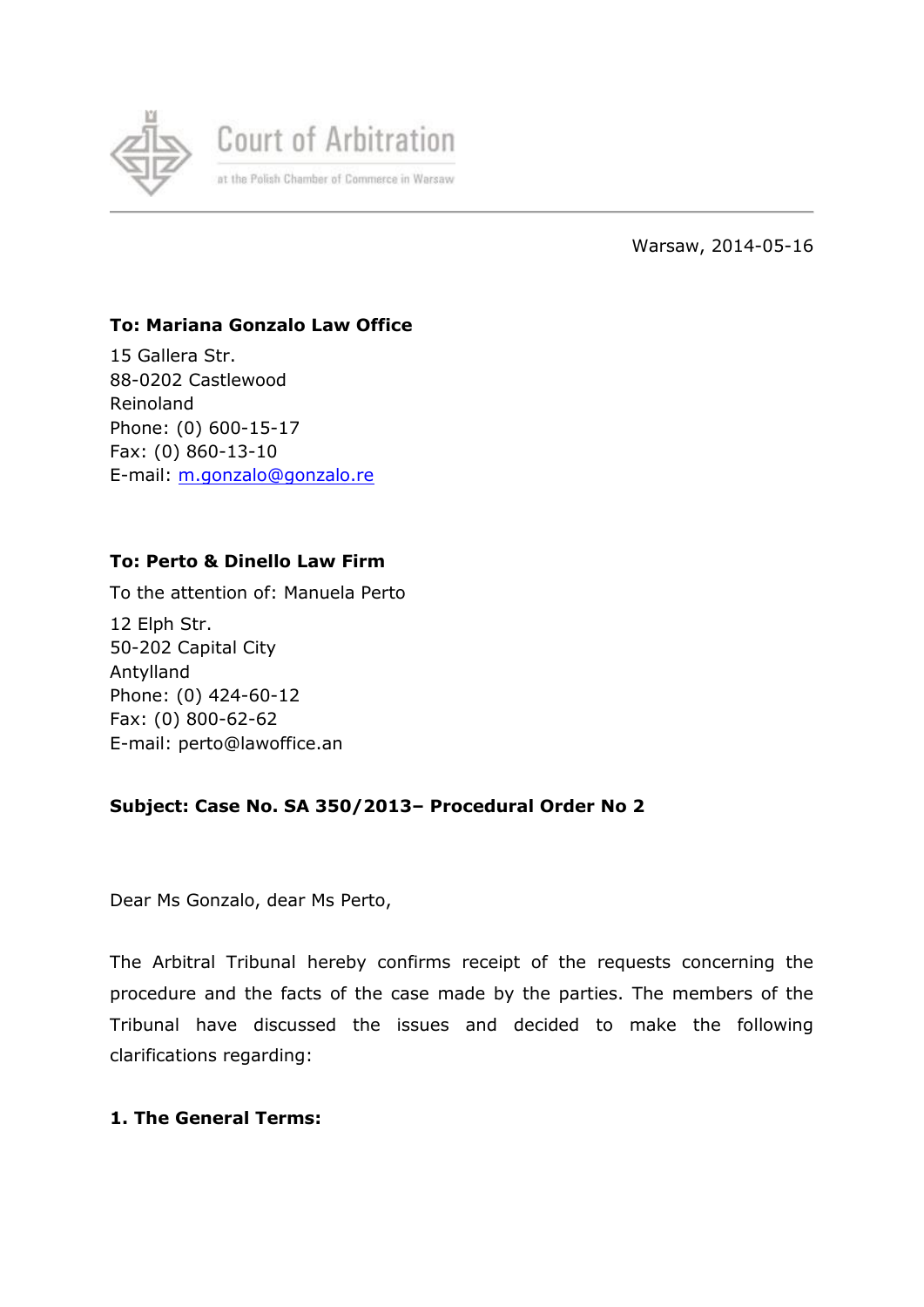Court of Arbitration

at the Polish Chamber of Commerce in Warsaw

Warsaw, 2014-05-16

**To: Mariana Gonzalo Law Office**

15 Gallera Str.
88-0202 Castlewood
Reinoland
Phone: (0) 600-15-17
Fax: (0) 860-13-10
E-mail: m.gonzalo@gonzalo.re

**To: Perto & Dinello Law Firm**

To the attention of: Manuela Perto

12 Elph Str.
50-202 Capital City
Antylland
Phone: (0) 424-60-12
Fax: (0) 800-62-62
E-mail: perto@lawoffice.an

**Subject: Case No. SA 350/2013– Procedural Order No 2**

Dear Ms Gonzalo, dear Ms Perto,

The Arbitral Tribunal hereby confirms receipt of the requests concerning the procedure and the facts of the case made by the parties. The members of the Tribunal have discussed the issues and decided to make the following clarifications regarding:

**1. The General Terms:**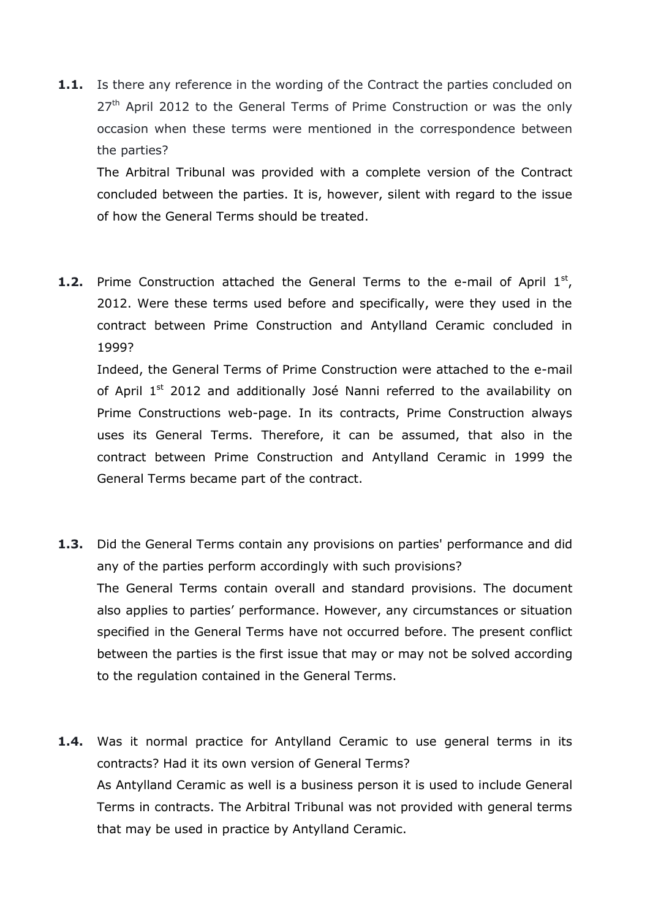**1.1.** Is there any reference in the wording of the Contract the parties concluded on 27th April 2012 to the General Terms of Prime Construction or was the only occasion when these terms were mentioned in the correspondence between the parties?

The Arbitral Tribunal was provided with a complete version of the Contract concluded between the parties. It is, however, silent with regard to the issue of how the General Terms should be treated.

**1.2.** Prime Construction attached the General Terms to the e-mail of April 1st, 2012. Were these terms used before and specifically, were they used in the contract between Prime Construction and Antylland Ceramic concluded in 1999?

Indeed, the General Terms of Prime Construction were attached to the e-mail of April 1st 2012 and additionally José Nanni referred to the availability on Prime Constructions web-page. In its contracts, Prime Construction always uses its General Terms. Therefore, it can be assumed, that also in the contract between Prime Construction and Antylland Ceramic in 1999 the General Terms became part of the contract.

**1.3.** Did the General Terms contain any provisions on parties' performance and did any of the parties perform accordingly with such provisions?

The General Terms contain overall and standard provisions. The document also applies to parties' performance. However, any circumstances or situation specified in the General Terms have not occurred before. The present conflict between the parties is the first issue that may or may not be solved according to the regulation contained in the General Terms.

**1.4.** Was it normal practice for Antylland Ceramic to use general terms in its contracts? Had it its own version of General Terms?

As Antylland Ceramic as well is a business person it is used to include General Terms in contracts. The Arbitral Tribunal was not provided with general terms that may be used in practice by Antylland Ceramic.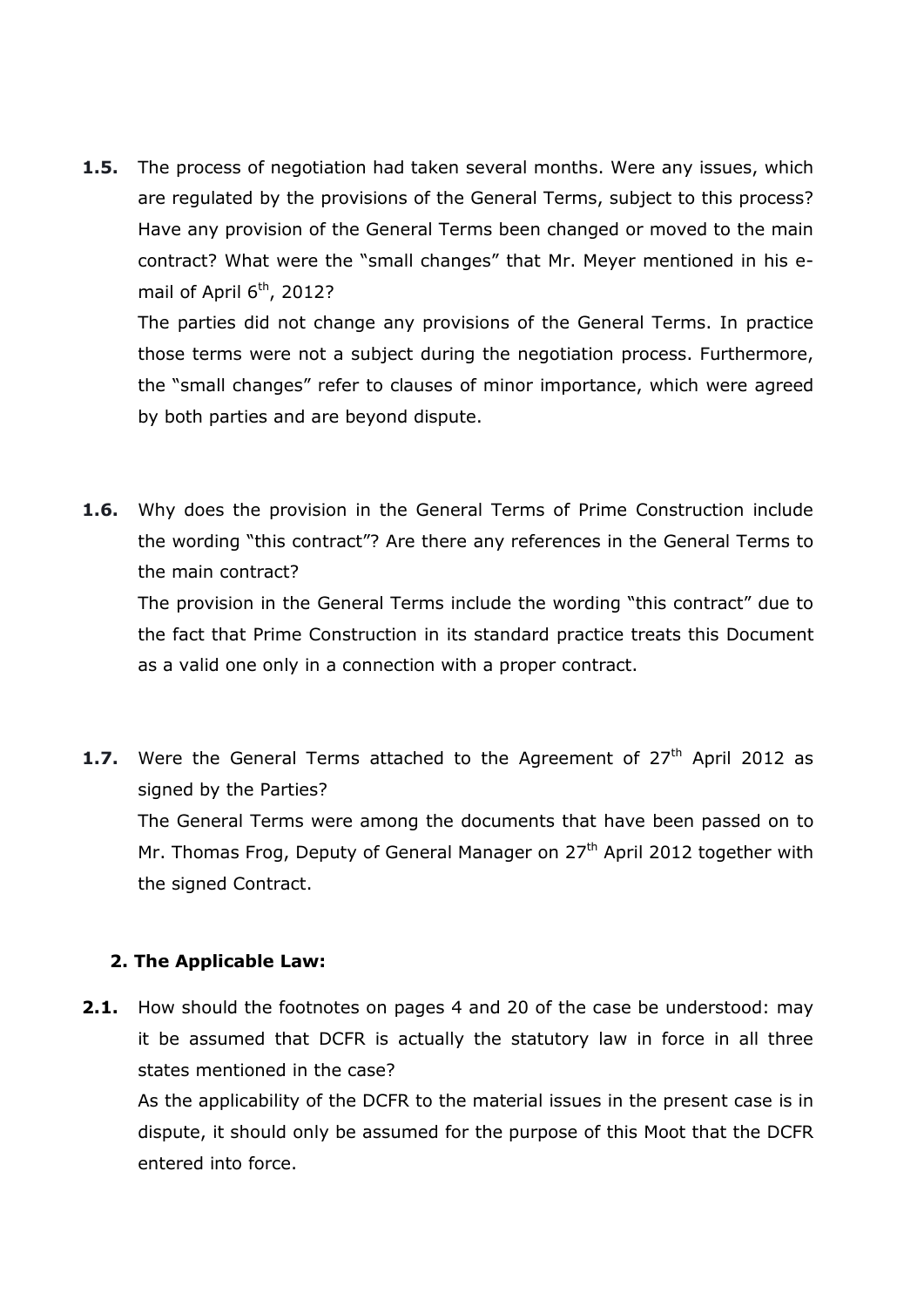**1.5.** The process of negotiation had taken several months. Were any issues, which are regulated by the provisions of the General Terms, subject to this process? Have any provision of the General Terms been changed or moved to the main contract? What were the "small changes" that Mr. Meyer mentioned in his e-mail of April 6th, 2012?

The parties did not change any provisions of the General Terms. In practice those terms were not a subject during the negotiation process. Furthermore, the "small changes" refer to clauses of minor importance, which were agreed by both parties and are beyond dispute.

**1.6.** Why does the provision in the General Terms of Prime Construction include the wording "this contract"? Are there any references in the General Terms to the main contract?

The provision in the General Terms include the wording "this contract" due to the fact that Prime Construction in its standard practice treats this Document as a valid one only in a connection with a proper contract.

**1.7.** Were the General Terms attached to the Agreement of 27th April 2012 as signed by the Parties?

The General Terms were among the documents that have been passed on to Mr. Thomas Frog, Deputy of General Manager on 27th April 2012 together with the signed Contract.

## 2. The Applicable Law:

**2.1.** How should the footnotes on pages 4 and 20 of the case be understood: may it be assumed that DCFR is actually the statutory law in force in all three states mentioned in the case?

As the applicability of the DCFR to the material issues in the present case is in dispute, it should only be assumed for the purpose of this Moot that the DCFR entered into force.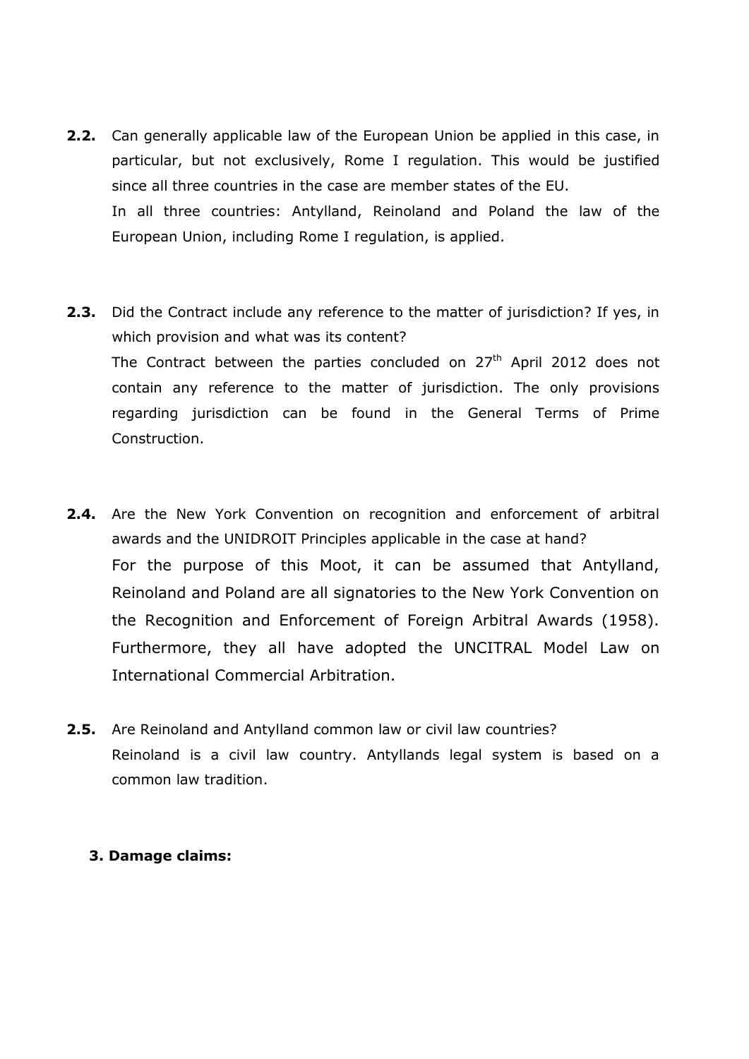**2.2.** Can generally applicable law of the European Union be applied in this case, in particular, but not exclusively, Rome I regulation. This would be justified since all three countries in the case are member states of the EU.

In all three countries: Antylland, Reinoland and Poland the law of the European Union, including Rome I regulation, is applied.

**2.3.** Did the Contract include any reference to the matter of jurisdiction? If yes, in which provision and what was its content?

The Contract between the parties concluded on 27th April 2012 does not contain any reference to the matter of jurisdiction. The only provisions regarding jurisdiction can be found in the General Terms of Prime Construction.

**2.4.** Are the New York Convention on recognition and enforcement of arbitral awards and the UNIDROIT Principles applicable in the case at hand?

For the purpose of this Moot, it can be assumed that Antylland, Reinoland and Poland are all signatories to the New York Convention on the Recognition and Enforcement of Foreign Arbitral Awards (1958). Furthermore, they all have adopted the UNCITRAL Model Law on International Commercial Arbitration.

**2.5.** Are Reinoland and Antylland common law or civil law countries?

Reinoland is a civil law country. Antyllands legal system is based on a common law tradition.

**3. Damage claims:**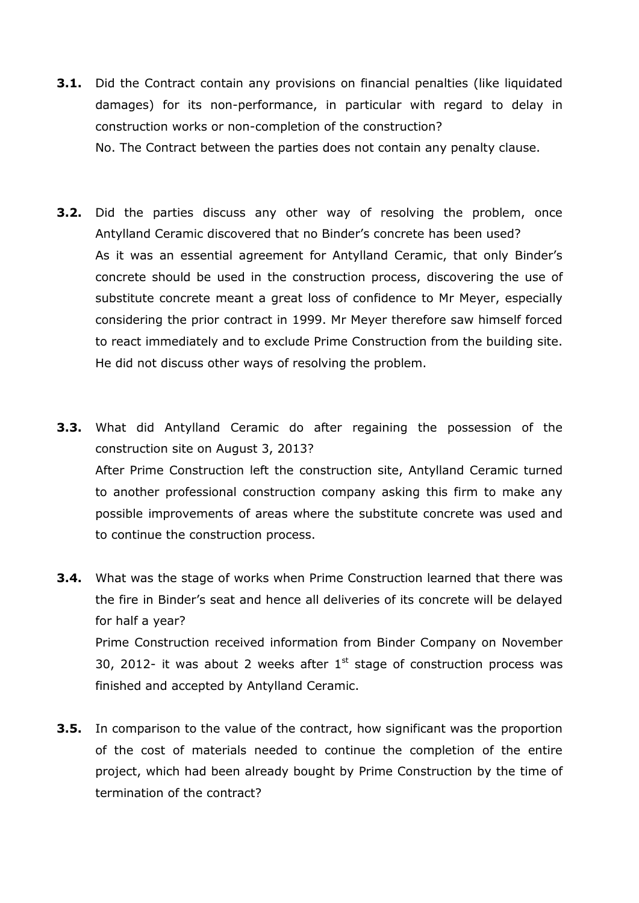**3.1.** Did the Contract contain any provisions on financial penalties (like liquidated damages) for its non-performance, in particular with regard to delay in construction works or non-completion of the construction?
No. The Contract between the parties does not contain any penalty clause.

**3.2.** Did the parties discuss any other way of resolving the problem, once Antylland Ceramic discovered that no Binder's concrete has been used?
As it was an essential agreement for Antylland Ceramic, that only Binder's concrete should be used in the construction process, discovering the use of substitute concrete meant a great loss of confidence to Mr Meyer, especially considering the prior contract in 1999. Mr Meyer therefore saw himself forced to react immediately and to exclude Prime Construction from the building site. He did not discuss other ways of resolving the problem.

**3.3.** What did Antylland Ceramic do after regaining the possession of the construction site on August 3, 2013?
After Prime Construction left the construction site, Antylland Ceramic turned to another professional construction company asking this firm to make any possible improvements of areas where the substitute concrete was used and to continue the construction process.

**3.4.** What was the stage of works when Prime Construction learned that there was the fire in Binder's seat and hence all deliveries of its concrete will be delayed for half a year?
Prime Construction received information from Binder Company on November 30, 2012- it was about 2 weeks after 1st stage of construction process was finished and accepted by Antylland Ceramic.

**3.5.** In comparison to the value of the contract, how significant was the proportion of the cost of materials needed to continue the completion of the entire project, which had been already bought by Prime Construction by the time of termination of the contract?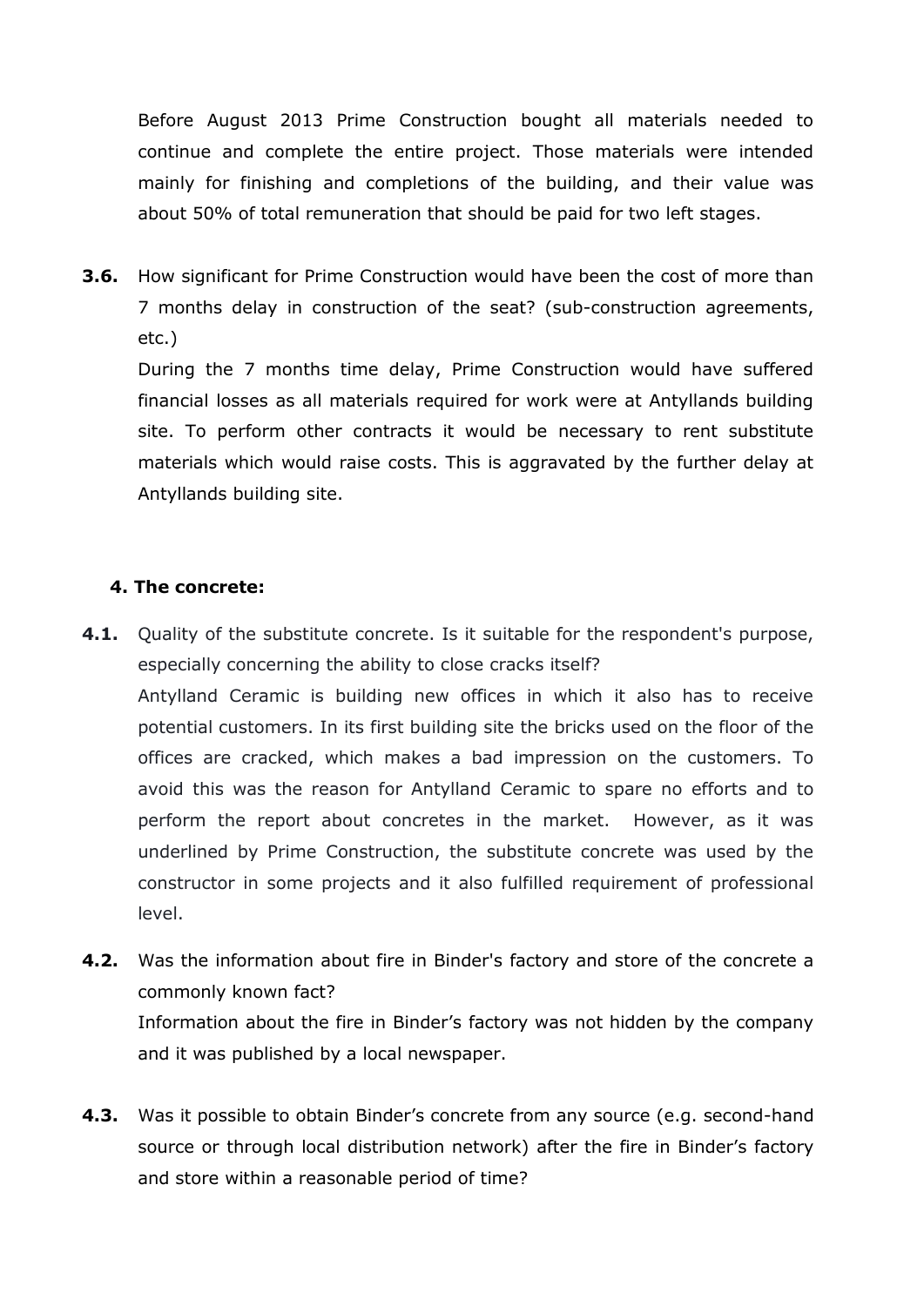Before August 2013 Prime Construction bought all materials needed to continue and complete the entire project. Those materials were intended mainly for finishing and completions of the building, and their value was about 50% of total remuneration that should be paid for two left stages.

**3.6.** How significant for Prime Construction would have been the cost of more than 7 months delay in construction of the seat? (sub-construction agreements, etc.)

During the 7 months time delay, Prime Construction would have suffered financial losses as all materials required for work were at Antyllands building site. To perform other contracts it would be necessary to rent substitute materials which would raise costs. This is aggravated by the further delay at Antyllands building site.

**4. The concrete:**

**4.1.** Quality of the substitute concrete. Is it suitable for the respondent's purpose, especially concerning the ability to close cracks itself?

Antylland Ceramic is building new offices in which it also has to receive potential customers. In its first building site the bricks used on the floor of the offices are cracked, which makes a bad impression on the customers. To avoid this was the reason for Antylland Ceramic to spare no efforts and to perform the report about concretes in the market. However, as it was underlined by Prime Construction, the substitute concrete was used by the constructor in some projects and it also fulfilled requirement of professional level.

**4.2.** Was the information about fire in Binder's factory and store of the concrete a commonly known fact?

Information about the fire in Binder's factory was not hidden by the company and it was published by a local newspaper.

**4.3.** Was it possible to obtain Binder's concrete from any source (e.g. second-hand source or through local distribution network) after the fire in Binder's factory and store within a reasonable period of time?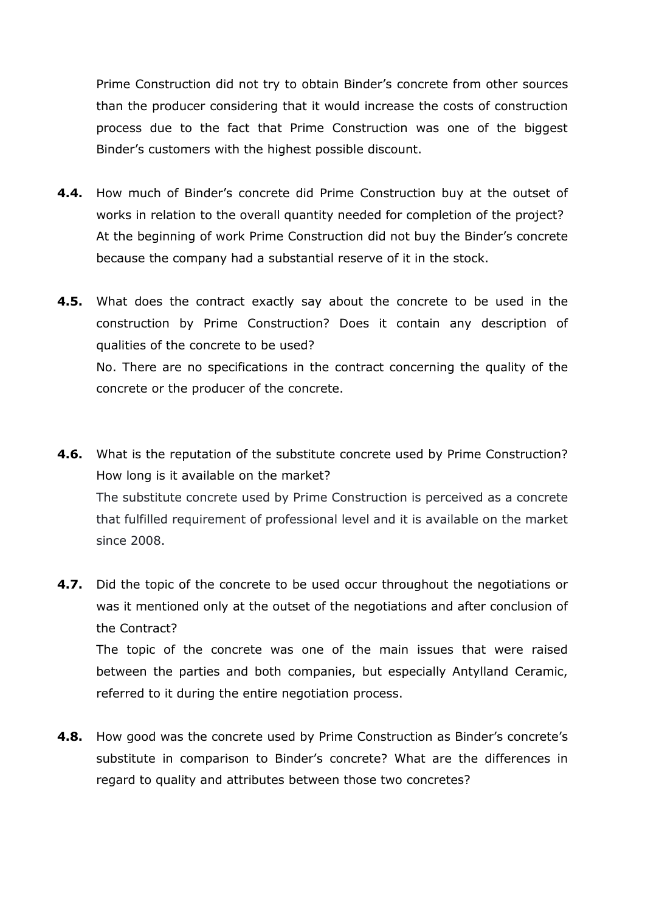Prime Construction did not try to obtain Binder's concrete from other sources than the producer considering that it would increase the costs of construction process due to the fact that Prime Construction was one of the biggest Binder's customers with the highest possible discount.

**4.4.** How much of Binder's concrete did Prime Construction buy at the outset of works in relation to the overall quantity needed for completion of the project?
At the beginning of work Prime Construction did not buy the Binder's concrete because the company had a substantial reserve of it in the stock.

**4.5.** What does the contract exactly say about the concrete to be used in the construction by Prime Construction? Does it contain any description of qualities of the concrete to be used?
No. There are no specifications in the contract concerning the quality of the concrete or the producer of the concrete.

**4.6.** What is the reputation of the substitute concrete used by Prime Construction? How long is it available on the market?
The substitute concrete used by Prime Construction is perceived as a concrete that fulfilled requirement of professional level and it is available on the market since 2008.

**4.7.** Did the topic of the concrete to be used occur throughout the negotiations or was it mentioned only at the outset of the negotiations and after conclusion of the Contract?
The topic of the concrete was one of the main issues that were raised between the parties and both companies, but especially Antylland Ceramic, referred to it during the entire negotiation process.

**4.8.** How good was the concrete used by Prime Construction as Binder's concrete's substitute in comparison to Binder's concrete? What are the differences in regard to quality and attributes between those two concretes?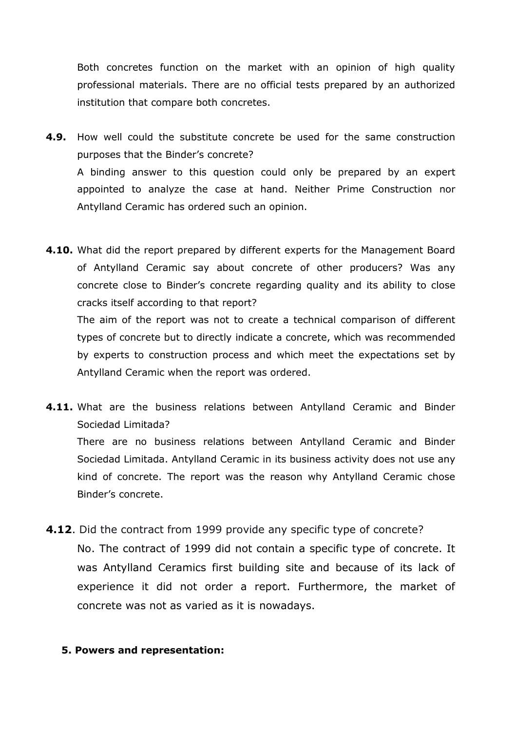Both concretes function on the market with an opinion of high quality professional materials. There are no official tests prepared by an authorized institution that compare both concretes.

**4.9.** How well could the substitute concrete be used for the same construction purposes that the Binder's concrete?

A binding answer to this question could only be prepared by an expert appointed to analyze the case at hand. Neither Prime Construction nor Antylland Ceramic has ordered such an opinion.

**4.10.** What did the report prepared by different experts for the Management Board of Antylland Ceramic say about concrete of other producers? Was any concrete close to Binder's concrete regarding quality and its ability to close cracks itself according to that report?

The aim of the report was not to create a technical comparison of different types of concrete but to directly indicate a concrete, which was recommended by experts to construction process and which meet the expectations set by Antylland Ceramic when the report was ordered.

**4.11.** What are the business relations between Antylland Ceramic and Binder Sociedad Limitada?

There are no business relations between Antylland Ceramic and Binder Sociedad Limitada. Antylland Ceramic in its business activity does not use any kind of concrete. The report was the reason why Antylland Ceramic chose Binder's concrete.

**4.12**. Did the contract from 1999 provide any specific type of concrete?

No. The contract of 1999 did not contain a specific type of concrete. It was Antylland Ceramics first building site and because of its lack of experience it did not order a report. Furthermore, the market of concrete was not as varied as it is nowadays.

**5. Powers and representation:**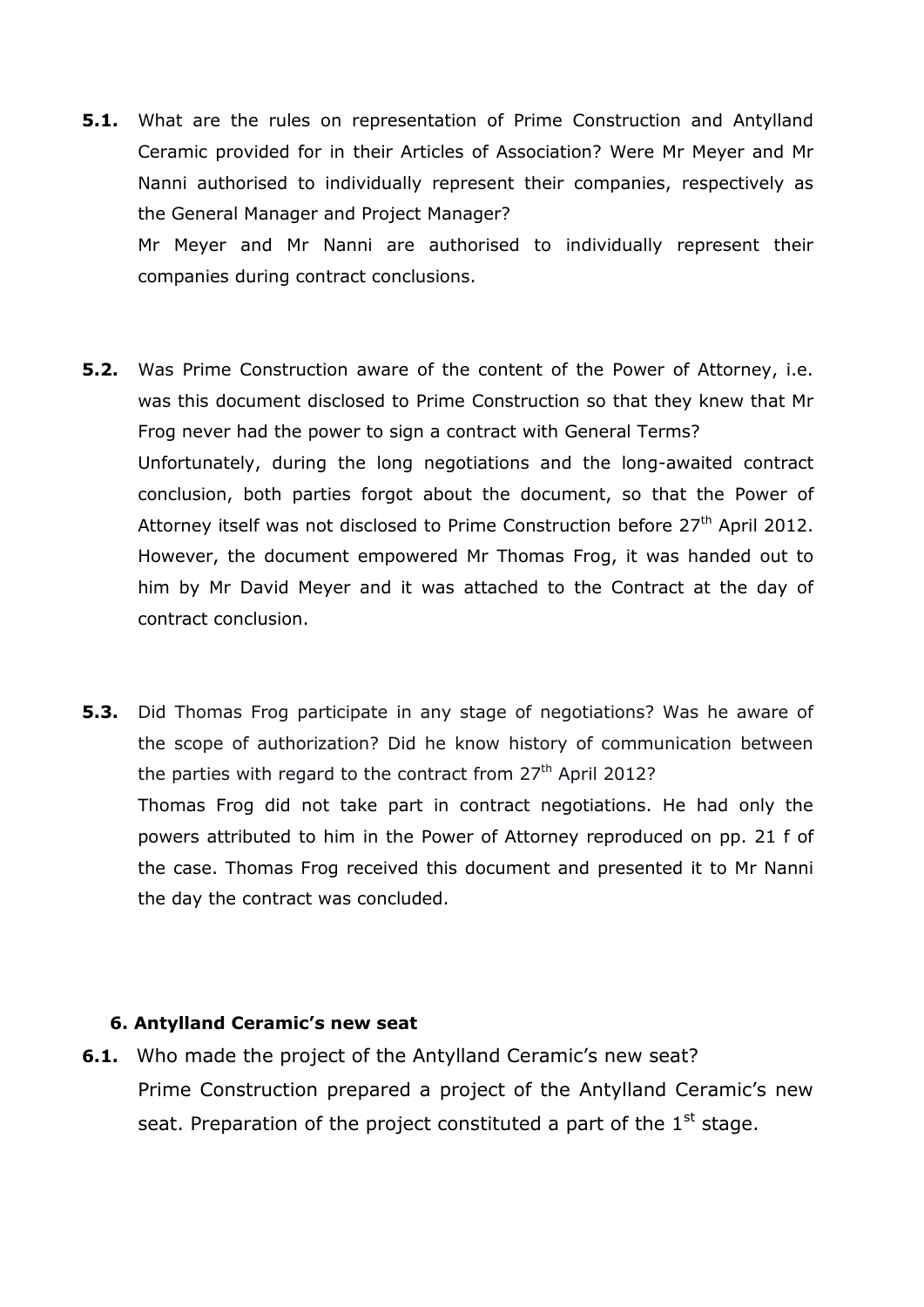**5.1.** What are the rules on representation of Prime Construction and Antylland Ceramic provided for in their Articles of Association? Were Mr Meyer and Mr Nanni authorised to individually represent their companies, respectively as the General Manager and Project Manager?

Mr Meyer and Mr Nanni are authorised to individually represent their companies during contract conclusions.

**5.2.** Was Prime Construction aware of the content of the Power of Attorney, i.e. was this document disclosed to Prime Construction so that they knew that Mr Frog never had the power to sign a contract with General Terms?

Unfortunately, during the long negotiations and the long-awaited contract conclusion, both parties forgot about the document, so that the Power of Attorney itself was not disclosed to Prime Construction before 27th April 2012. However, the document empowered Mr Thomas Frog, it was handed out to him by Mr David Meyer and it was attached to the Contract at the day of contract conclusion.

**5.3.** Did Thomas Frog participate in any stage of negotiations? Was he aware of the scope of authorization? Did he know history of communication between the parties with regard to the contract from 27th April 2012?

Thomas Frog did not take part in contract negotiations. He had only the powers attributed to him in the Power of Attorney reproduced on pp. 21 f of the case. Thomas Frog received this document and presented it to Mr Nanni the day the contract was concluded.

## 6. Antylland Ceramic's new seat

**6.1.** Who made the project of the Antylland Ceramic's new seat?

Prime Construction prepared a project of the Antylland Ceramic's new seat. Preparation of the project constituted a part of the 1st stage.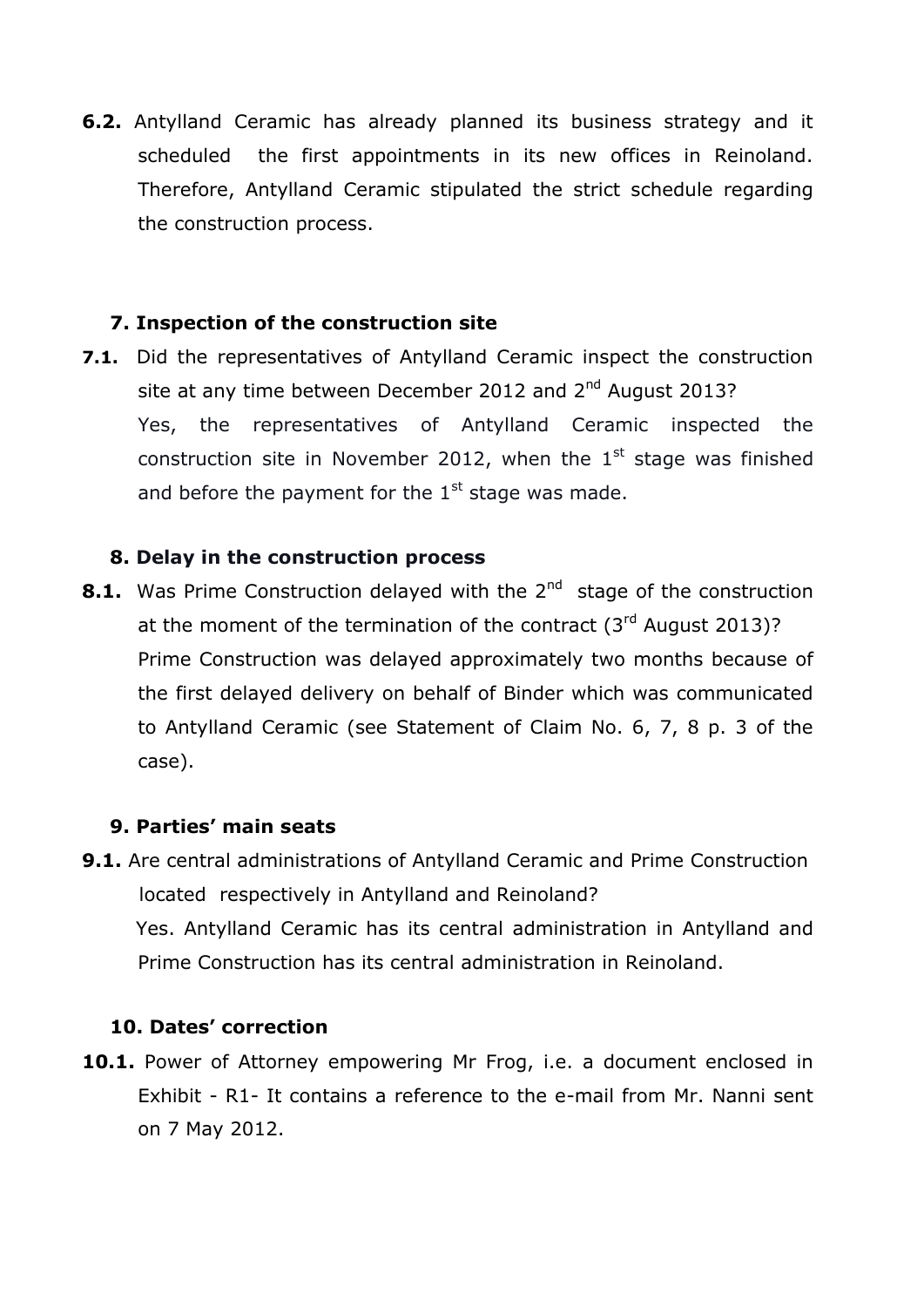**6.2.** Antylland Ceramic has already planned its business strategy and it scheduled the first appointments in its new offices in Reinoland. Therefore, Antylland Ceramic stipulated the strict schedule regarding the construction process.

### 7. Inspection of the construction site

**7.1.** Did the representatives of Antylland Ceramic inspect the construction site at any time between December 2012 and 2nd August 2013?

Yes, the representatives of Antylland Ceramic inspected the construction site in November 2012, when the 1st stage was finished and before the payment for the 1st stage was made.

### 8. Delay in the construction process

**8.1.** Was Prime Construction delayed with the 2nd stage of the construction at the moment of the termination of the contract (3rd August 2013)?

Prime Construction was delayed approximately two months because of the first delayed delivery on behalf of Binder which was communicated to Antylland Ceramic (see Statement of Claim No. 6, 7, 8 p. 3 of the case).

### 9. Parties' main seats

**9.1.** Are central administrations of Antylland Ceramic and Prime Construction located respectively in Antylland and Reinoland?

Yes. Antylland Ceramic has its central administration in Antylland and Prime Construction has its central administration in Reinoland.

### 10. Dates' correction

**10.1.** Power of Attorney empowering Mr Frog, i.e. a document enclosed in Exhibit - R1- It contains a reference to the e-mail from Mr. Nanni sent on 7 May 2012.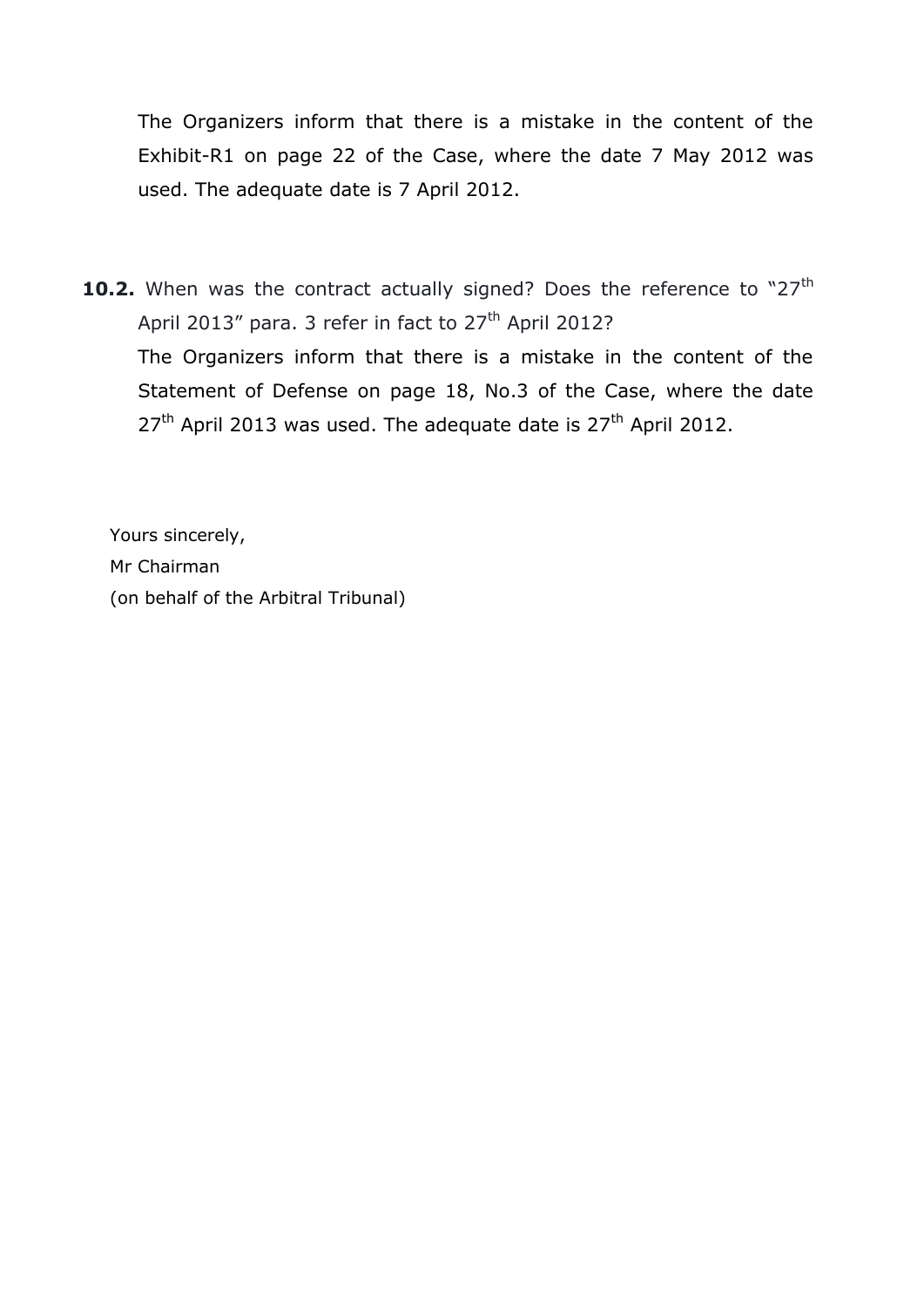The Organizers inform that there is a mistake in the content of the Exhibit-R1 on page 22 of the Case, where the date 7 May 2012 was used. The adequate date is 7 April 2012.

**10.2.** When was the contract actually signed? Does the reference to "27th April 2013" para. 3 refer in fact to 27th April 2012?

The Organizers inform that there is a mistake in the content of the Statement of Defense on page 18, No.3 of the Case, where the date 27th April 2013 was used. The adequate date is 27th April 2012.

Yours sincerely,
Mr Chairman
(on behalf of the Arbitral Tribunal)